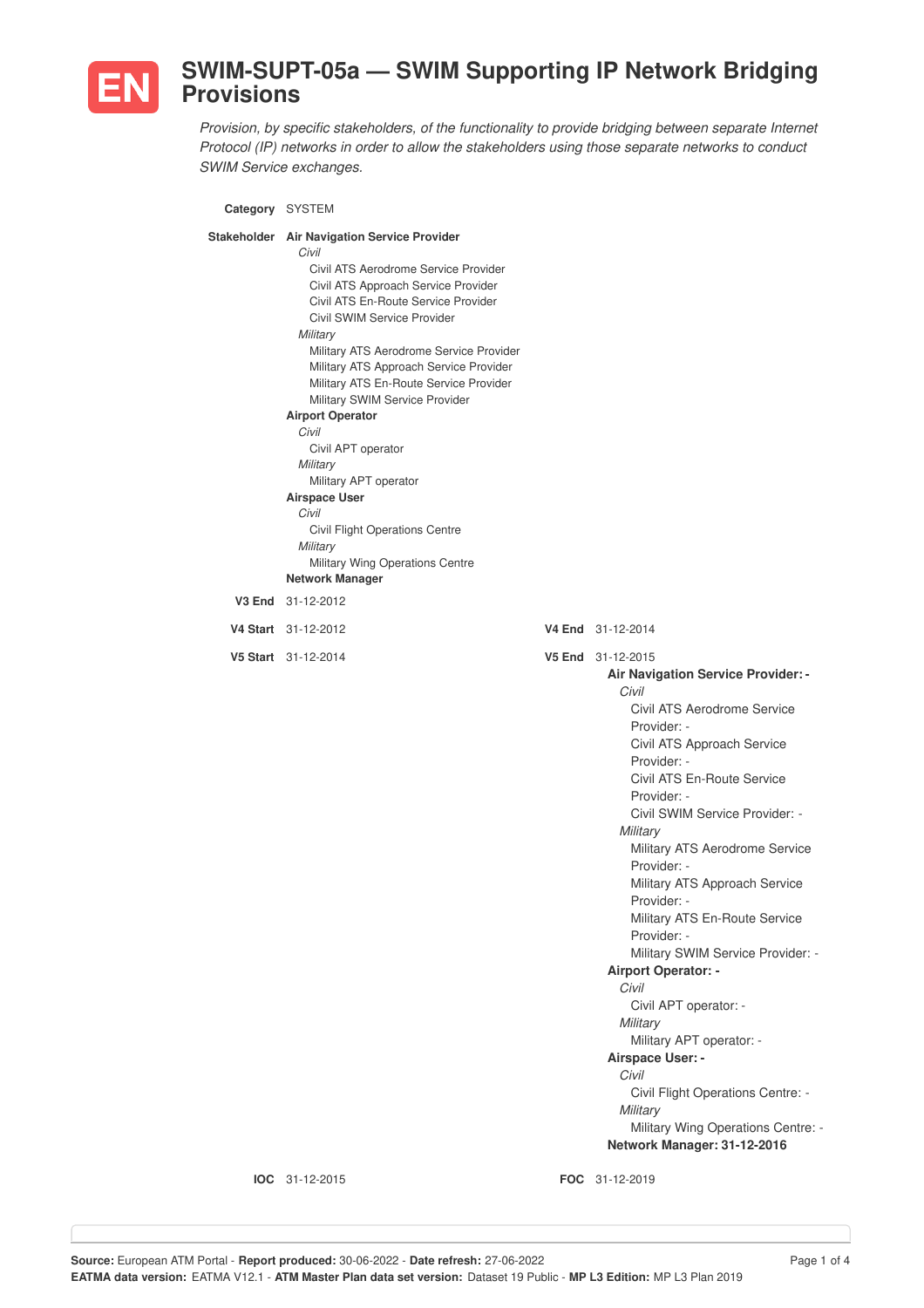# EN SWIM-SUPT-05a — SWIM Supporting IP Network Bridging Provisions

*Provision, by specific stakeholders, of the functionality to provide bridging between separate Internet Protocol (IP) networks in order to allow the stakeholders using those separate networks to conduct SWIM Service exchanges.*

**Category** SYSTEM

**Stakeholder**

- **Air Navigation Service Provider**
  - *Civil*
    - Civil ATS Aerodrome Service Provider
    - Civil ATS Approach Service Provider
    - Civil ATS En-Route Service Provider
    - Civil SWIM Service Provider
  - *Military*
    - Military ATS Aerodrome Service Provider
    - Military ATS Approach Service Provider
    - Military ATS En-Route Service Provider
    - Military SWIM Service Provider
- **Airport Operator**
  - *Civil*
    - Civil APT operator
  - *Military*
    - Military APT operator
- **Airspace User**
  - *Civil*
    - Civil Flight Operations Centre
  - *Military*
    - Military Wing Operations Centre
- **Network Manager**

**V3 End** 31-12-2012

**V4 Start** 31-12-2012 **V4 End** 31-12-2014

**V5 Start** 31-12-2014 **V5 End** 31-12-2015

- **Air Navigation Service Provider: -**
  - *Civil*
    - Civil ATS Aerodrome Service Provider: -
    - Civil ATS Approach Service Provider: -
    - Civil ATS En-Route Service Provider: -
    - Civil SWIM Service Provider: -
  - *Military*
    - Military ATS Aerodrome Service Provider: -
    - Military ATS Approach Service Provider: -
    - Military ATS En-Route Service Provider: -
    - Military SWIM Service Provider: -
- **Airport Operator: -**
  - *Civil*
    - Civil APT operator: -
  - *Military*
    - Military APT operator: -
- **Airspace User: -**
  - *Civil*
    - Civil Flight Operations Centre: -
  - *Military*
    - Military Wing Operations Centre: -
- **Network Manager: 31-12-2016**

**IOC** 31-12-2015 **FOC** 31-12-2019

**Source:** European ATM Portal - **Report produced:** 30-06-2022 - **Date refresh:** 27-06-2022
**EATMA data version:** EATMA V12.1 - **ATM Master Plan data set version:** Dataset 19 Public - **MP L3 Edition:** MP L3 Plan 2019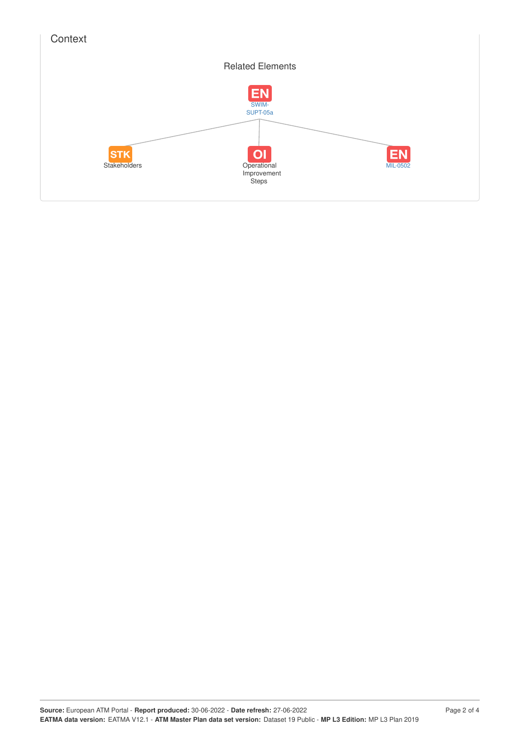## Context

### Related Elements

EN SWIM-SUPT-05a

- STK Stakeholders
- OI Operational Improvement Steps
- EN MIL-0502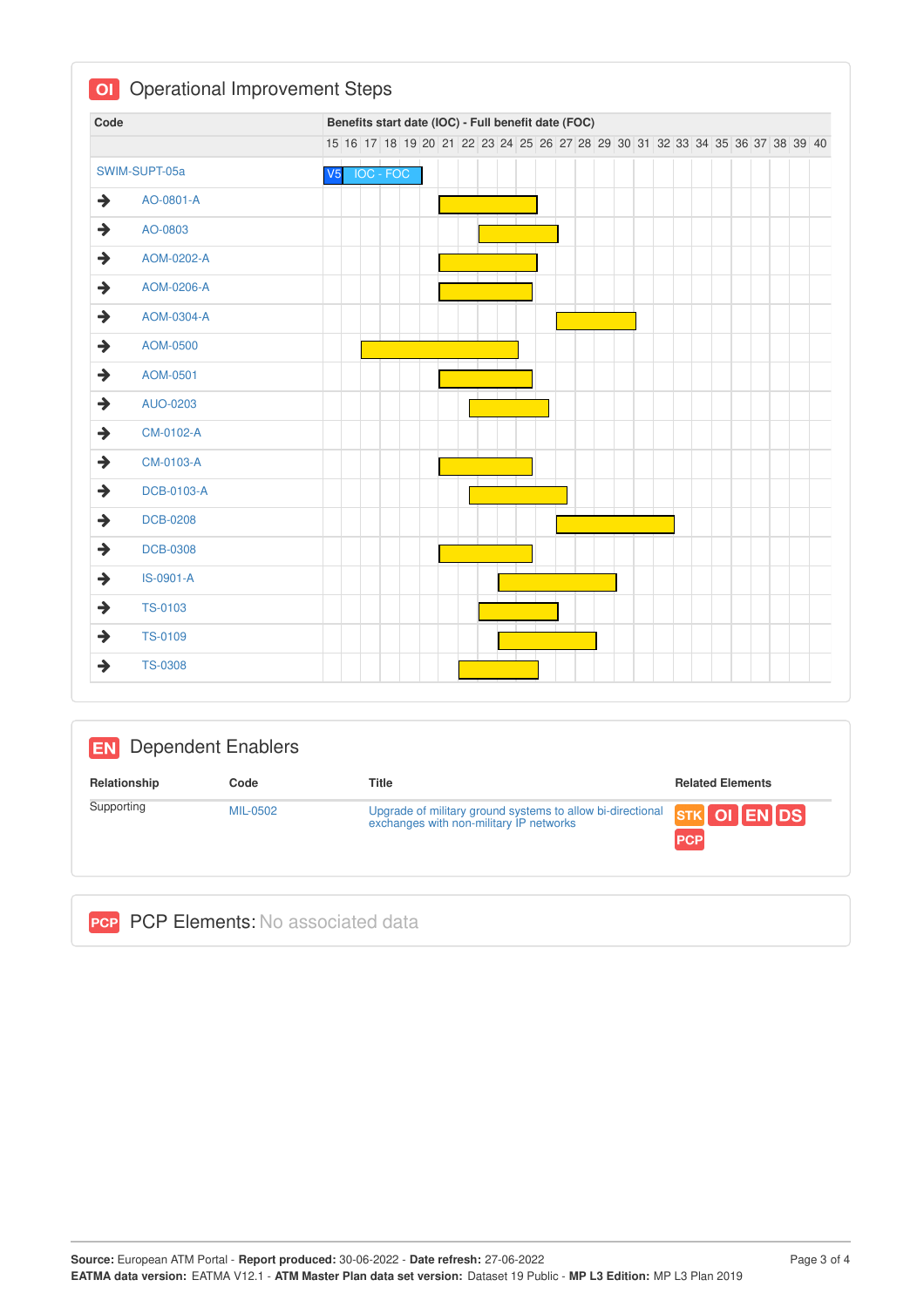## OI Operational Improvement Steps

| Code | Benefits start date (IOC) - Full benefit date (FOC) |
|---|---|
| SWIM-SUPT-05a | V5 IOC - FOC |
| → AO-0801-A | |
| → AO-0803 | |
| → AOM-0202-A | |
| → AOM-0206-A | |
| → AOM-0304-A | |
| → AOM-0500 | |
| → AOM-0501 | |
| → AUO-0203 | |
| → CM-0102-A | |
| → CM-0103-A | |
| → DCB-0103-A | |
| → DCB-0208 | |
| → DCB-0308 | |
| → IS-0901-A | |
| → TS-0103 | |
| → TS-0109 | |
| → TS-0308 | |

## EN Dependent Enablers

| Relationship | Code | Title | Related Elements |
|---|---|---|---|
| Supporting | MIL-0502 | Upgrade of military ground systems to allow bi-directional exchanges with non-military IP networks | STK OI EN DS PCP |

## PCP PCP Elements: No associated data

**Source:** European ATM Portal - **Report produced:** 30-06-2022 - **Date refresh:** 27-06-2022
**EATMA data version:** EATMA V12.1 - **ATM Master Plan data set version:** Dataset 19 Public - **MP L3 Edition:** MP L3 Plan 2019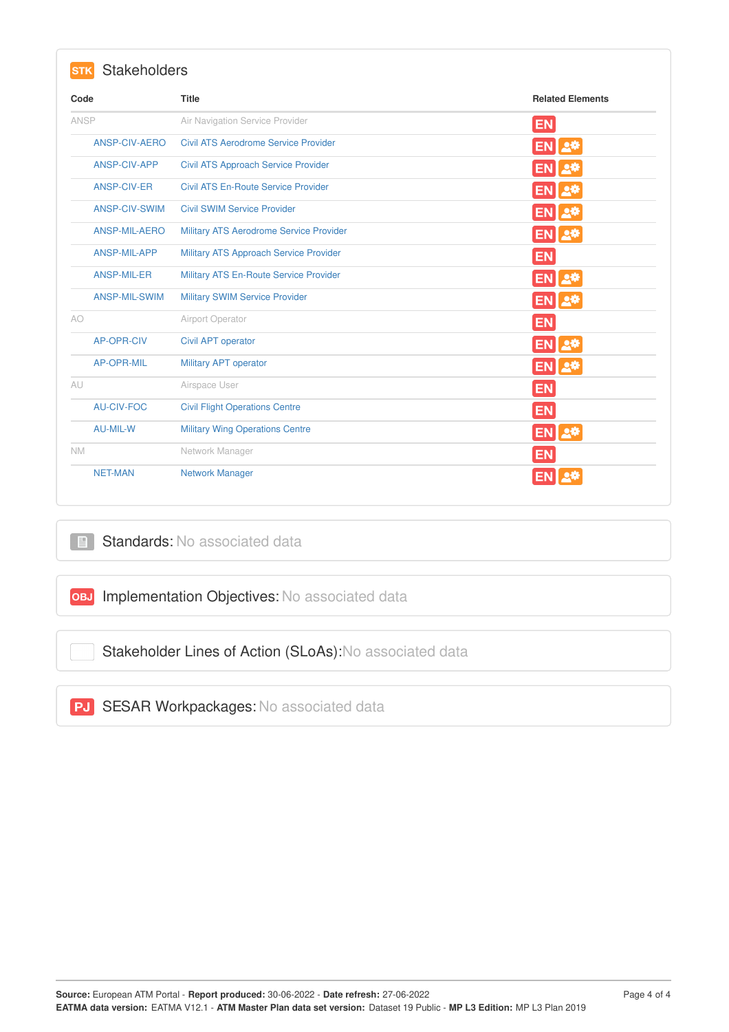## STK Stakeholders

| Code | Title | Related Elements |
|---|---|---|
| ANSP | Air Navigation Service Provider | EN |
| ANSP-CIV-AERO | Civil ATS Aerodrome Service Provider | EN |
| ANSP-CIV-APP | Civil ATS Approach Service Provider | EN |
| ANSP-CIV-ER | Civil ATS En-Route Service Provider | EN |
| ANSP-CIV-SWIM | Civil SWIM Service Provider | EN |
| ANSP-MIL-AERO | Military ATS Aerodrome Service Provider | EN |
| ANSP-MIL-APP | Military ATS Approach Service Provider | EN |
| ANSP-MIL-ER | Military ATS En-Route Service Provider | EN |
| ANSP-MIL-SWIM | Military SWIM Service Provider | EN |
| AO | Airport Operator | EN |
| AP-OPR-CIV | Civil APT operator | EN |
| AP-OPR-MIL | Military APT operator | EN |
| AU | Airspace User | EN |
| AU-CIV-FOC | Civil Flight Operations Centre | EN |
| AU-MIL-W | Military Wing Operations Centre | EN |
| NM | Network Manager | EN |
| NET-MAN | Network Manager | EN |

## Standards: No associated data

## OBJ Implementation Objectives: No associated data

## Stakeholder Lines of Action (SLoAs): No associated data

## PJ SESAR Workpackages: No associated data

**Source:** European ATM Portal - **Report produced:** 30-06-2022 - **Date refresh:** 27-06-2022
**EATMA data version:** EATMA V12.1 - **ATM Master Plan data set version:** Dataset 19 Public - **MP L3 Edition:** MP L3 Plan 2019